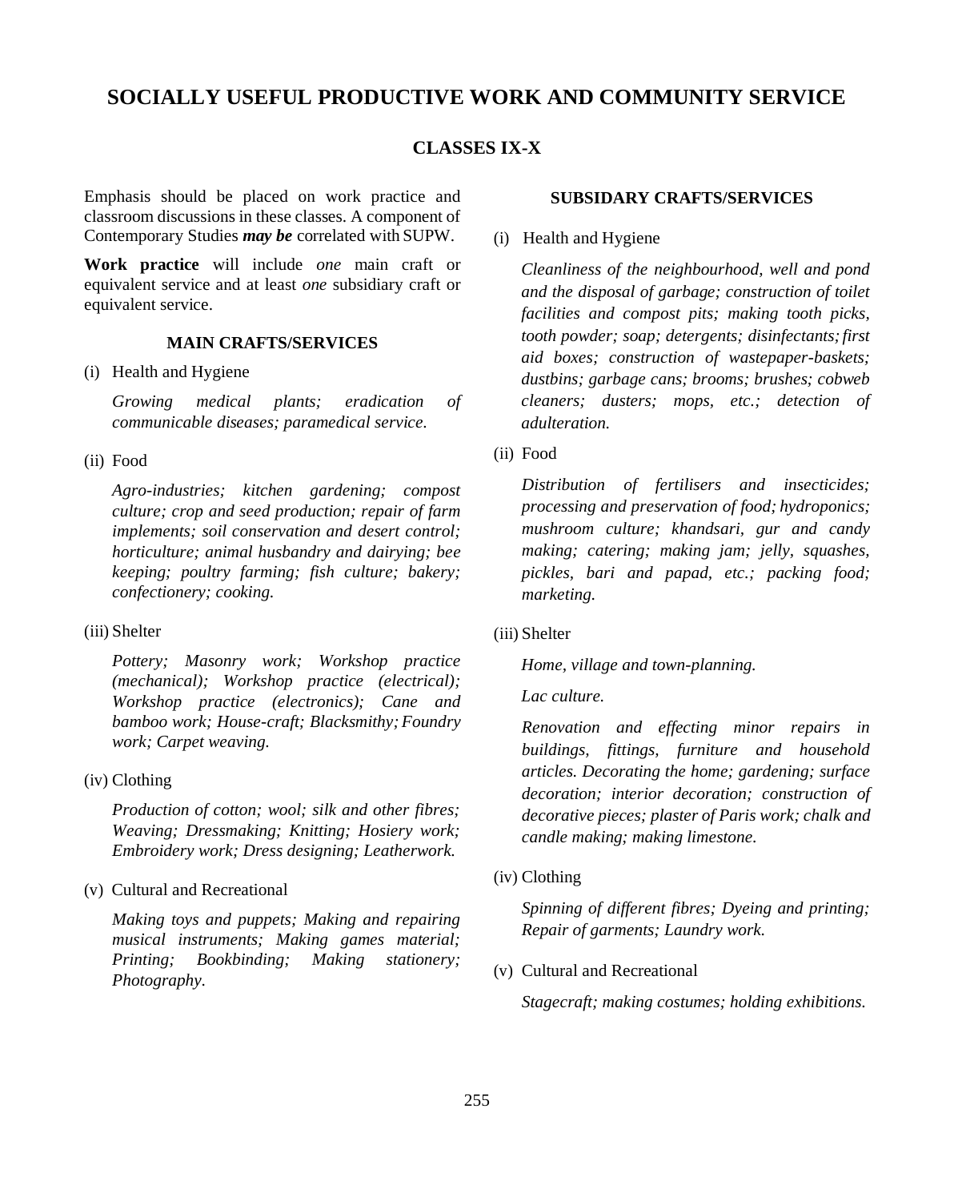# SOCIALLY USEFUL PRODUCTIVE WORK AND COMMUNITY SERVICE

## CLASSES IX-X

Emphasis should be placed on work practice and classroom discussions in these classes. A component of Contemporary Studies ***may be*** correlated with SUPW.

**Work practice** will include *one* main craft or equivalent service and at least *one* subsidiary craft or equivalent service.

### MAIN CRAFTS/SERVICES

(i) Health and Hygiene

*Growing medical plants; eradication of communicable diseases; paramedical service.*

(ii) Food

*Agro-industries; kitchen gardening; compost culture; crop and seed production; repair of farm implements; soil conservation and desert control; horticulture; animal husbandry and dairying; bee keeping; poultry farming; fish culture; bakery; confectionery; cooking.*

(iii) Shelter

*Pottery; Masonry work; Workshop practice (mechanical); Workshop practice (electrical); Workshop practice (electronics); Cane and bamboo work; House-craft; Blacksmithy; Foundry work; Carpet weaving.*

(iv) Clothing

*Production of cotton; wool; silk and other fibres; Weaving; Dressmaking; Knitting; Hosiery work; Embroidery work; Dress designing; Leatherwork.*

(v) Cultural and Recreational

*Making toys and puppets; Making and repairing musical instruments; Making games material; Printing; Bookbinding; Making stationery; Photography.*

### SUBSIDARY CRAFTS/SERVICES

(i) Health and Hygiene

*Cleanliness of the neighbourhood, well and pond and the disposal of garbage; construction of toilet facilities and compost pits; making tooth picks, tooth powder; soap; detergents; disinfectants; first aid boxes; construction of wastepaper-baskets; dustbins; garbage cans; brooms; brushes; cobweb cleaners; dusters; mops, etc.; detection of adulteration.*

(ii) Food

*Distribution of fertilisers and insecticides; processing and preservation of food; hydroponics; mushroom culture; khandsari, gur and candy making; catering; making jam; jelly, squashes, pickles, bari and papad, etc.; packing food; marketing.*

(iii) Shelter

*Home, village and town-planning.*

*Lac culture.*

*Renovation and effecting minor repairs in buildings, fittings, furniture and household articles. Decorating the home; gardening; surface decoration; interior decoration; construction of decorative pieces; plaster of Paris work; chalk and candle making; making limestone.*

(iv) Clothing

*Spinning of different fibres; Dyeing and printing; Repair of garments; Laundry work.*

(v) Cultural and Recreational

*Stagecraft; making costumes; holding exhibitions.*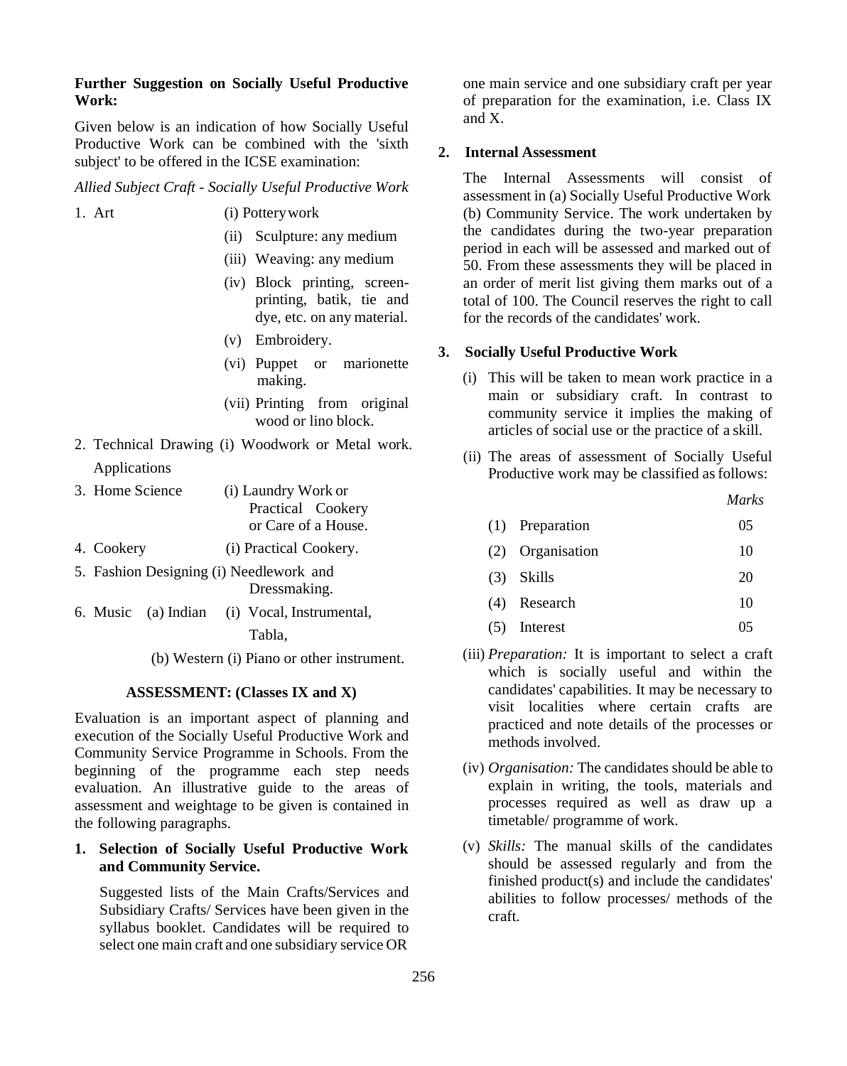**Further Suggestion on Socially Useful Productive Work:**

Given below is an indication of how Socially Useful Productive Work can be combined with the 'sixth subject' to be offered in the ICSE examination:

*Allied Subject Craft - Socially Useful Productive Work*

1. Art
   - (i) Pottery work
   - (ii) Sculpture: any medium
   - (iii) Weaving: any medium
   - (iv) Block printing, screen-printing, batik, tie and dye, etc. on any material.
   - (v) Embroidery.
   - (vi) Puppet or marionette making.
   - (vii) Printing from original wood or lino block.
2. Technical Drawing Applications
   - (i) Woodwork or Metal work.
3. Home Science
   - (i) Laundry Work or Practical Cookery or Care of a House.
4. Cookery
   - (i) Practical Cookery.
5. Fashion Designing
   - (i) Needlework and Dressmaking.
6. Music
   - (a) Indian (i) Vocal, Instrumental, Tabla,
   - (b) Western (i) Piano or other instrument.

### ASSESSMENT: (Classes IX and X)

Evaluation is an important aspect of planning and execution of the Socially Useful Productive Work and Community Service Programme in Schools. From the beginning of the programme each step needs evaluation. An illustrative guide to the areas of assessment and weightage to be given is contained in the following paragraphs.

**1. Selection of Socially Useful Productive Work and Community Service.**

Suggested lists of the Main Crafts/Services and Subsidiary Crafts/ Services have been given in the syllabus booklet. Candidates will be required to select one main craft and one subsidiary service OR one main service and one subsidiary craft per year of preparation for the examination, i.e. Class IX and X.

**2. Internal Assessment**

The Internal Assessments will consist of assessment in (a) Socially Useful Productive Work (b) Community Service. The work undertaken by the candidates during the two-year preparation period in each will be assessed and marked out of 50. From these assessments they will be placed in an order of merit list giving them marks out of a total of 100. The Council reserves the right to call for the records of the candidates' work.

**3. Socially Useful Productive Work**

(i) This will be taken to mean work practice in a main or subsidiary craft. In contrast to community service it implies the making of articles of social use or the practice of a skill.

(ii) The areas of assessment of Socially Useful Productive work may be classified as follows:

| | | *Marks* |
|---|---|---|
| (1) | Preparation | 05 |
| (2) | Organisation | 10 |
| (3) | Skills | 20 |
| (4) | Research | 10 |
| (5) | Interest | 05 |

(iii) *Preparation:* It is important to select a craft which is socially useful and within the candidates' capabilities. It may be necessary to visit localities where certain crafts are practiced and note details of the processes or methods involved.

(iv) *Organisation:* The candidates should be able to explain in writing, the tools, materials and processes required as well as draw up a timetable/ programme of work.

(v) *Skills:* The manual skills of the candidates should be assessed regularly and from the finished product(s) and include the candidates' abilities to follow processes/ methods of the craft.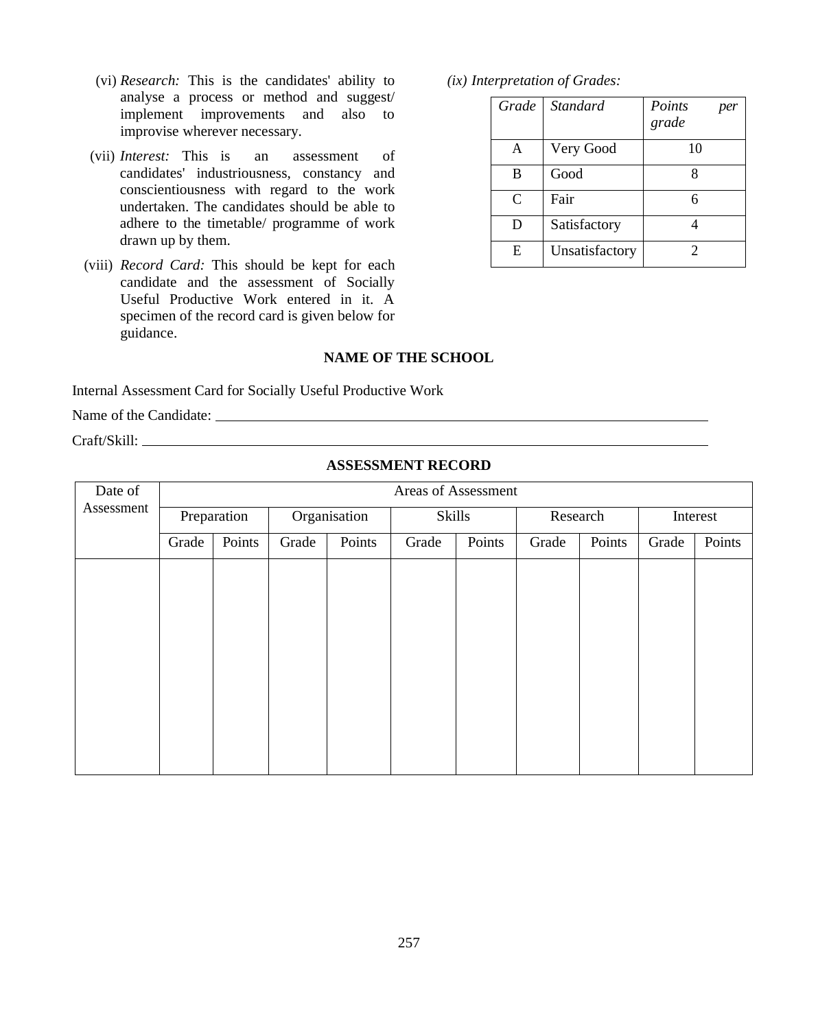(vi) *Research:* This is the candidates' ability to analyse a process or method and suggest/ implement improvements and also to improvise wherever necessary.

(vii) *Interest:* This is an assessment of candidates' industriousness, constancy and conscientiousness with regard to the work undertaken. The candidates should be able to adhere to the timetable/ programme of work drawn up by them.

(viii) *Record Card:* This should be kept for each candidate and the assessment of Socially Useful Productive Work entered in it. A specimen of the record card is given below for guidance.

*(ix) Interpretation of Grades:*

| *Grade* | *Standard* | *Points per grade* |
|---|---|---|
| A | Very Good | 10 |
| B | Good | 8 |
| C | Fair | 6 |
| D | Satisfactory | 4 |
| E | Unsatisfactory | 2 |

**NAME OF THE SCHOOL**

Internal Assessment Card for Socially Useful Productive Work

Name of the Candidate: ______________________________

Craft/Skill: ______________________________

**ASSESSMENT RECORD**

| Date of Assessment | Areas of Assessment | | | | | | | | | |
|---|---|---|---|---|---|---|---|---|---|---|
| | Preparation | | Organisation | | Skills | | Research | | Interest | |
| | Grade | Points | Grade | Points | Grade | Points | Grade | Points | Grade | Points |
| | | | | | | | | | | |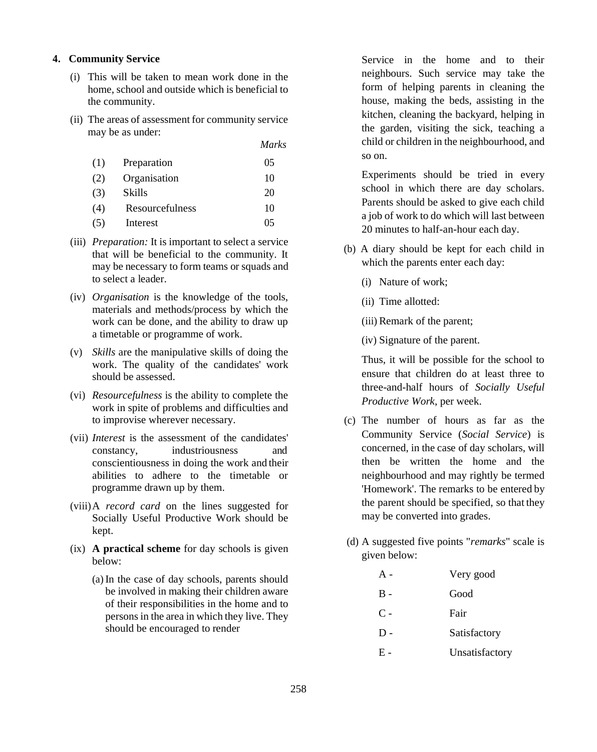## 4. Community Service

(i) This will be taken to mean work done in the home, school and outside which is beneficial to the community.

(ii) The areas of assessment for community service may be as under:

| | | Marks |
|---|---|---|
| (1) | Preparation | 05 |
| (2) | Organisation | 10 |
| (3) | Skills | 20 |
| (4) | Resourcefulness | 10 |
| (5) | Interest | 05 |

(iii) *Preparation:* It is important to select a service that will be beneficial to the community. It may be necessary to form teams or squads and to select a leader.

(iv) *Organisation* is the knowledge of the tools, materials and methods/process by which the work can be done, and the ability to draw up a timetable or programme of work.

(v) *Skills* are the manipulative skills of doing the work. The quality of the candidates' work should be assessed.

(vi) *Resourcefulness* is the ability to complete the work in spite of problems and difficulties and to improvise wherever necessary.

(vii) *Interest* is the assessment of the candidates' constancy, industriousness and conscientiousness in doing the work and their abilities to adhere to the timetable or programme drawn up by them.

(viii) A *record card* on the lines suggested for Socially Useful Productive Work should be kept.

(ix) **A practical scheme** for day schools is given below:

(a) In the case of day schools, parents should be involved in making their children aware of their responsibilities in the home and to persons in the area in which they live. They should be encouraged to render Service in the home and to their neighbours. Such service may take the form of helping parents in cleaning the house, making the beds, assisting in the kitchen, cleaning the backyard, helping in the garden, visiting the sick, teaching a child or children in the neighbourhood, and so on.

Experiments should be tried in every school in which there are day scholars. Parents should be asked to give each child a job of work to do which will last between 20 minutes to half-an-hour each day.

(b) A diary should be kept for each child in which the parents enter each day:

(i) Nature of work;

(ii) Time allotted:

(iii) Remark of the parent;

(iv) Signature of the parent.

Thus, it will be possible for the school to ensure that children do at least three to three-and-half hours of *Socially Useful Productive Work*, per week.

(c) The number of hours as far as the Community Service (*Social Service*) is concerned, in the case of day scholars, will then be written the home and the neighbourhood and may rightly be termed 'Homework'. The remarks to be entered by the parent should be specified, so that they may be converted into grades.

(d) A suggested five points "*remarks*" scale is given below:

| | |
|---|---|
| A - | Very good |
| B - | Good |
| C - | Fair |
| D - | Satisfactory |
| E - | Unsatisfactory |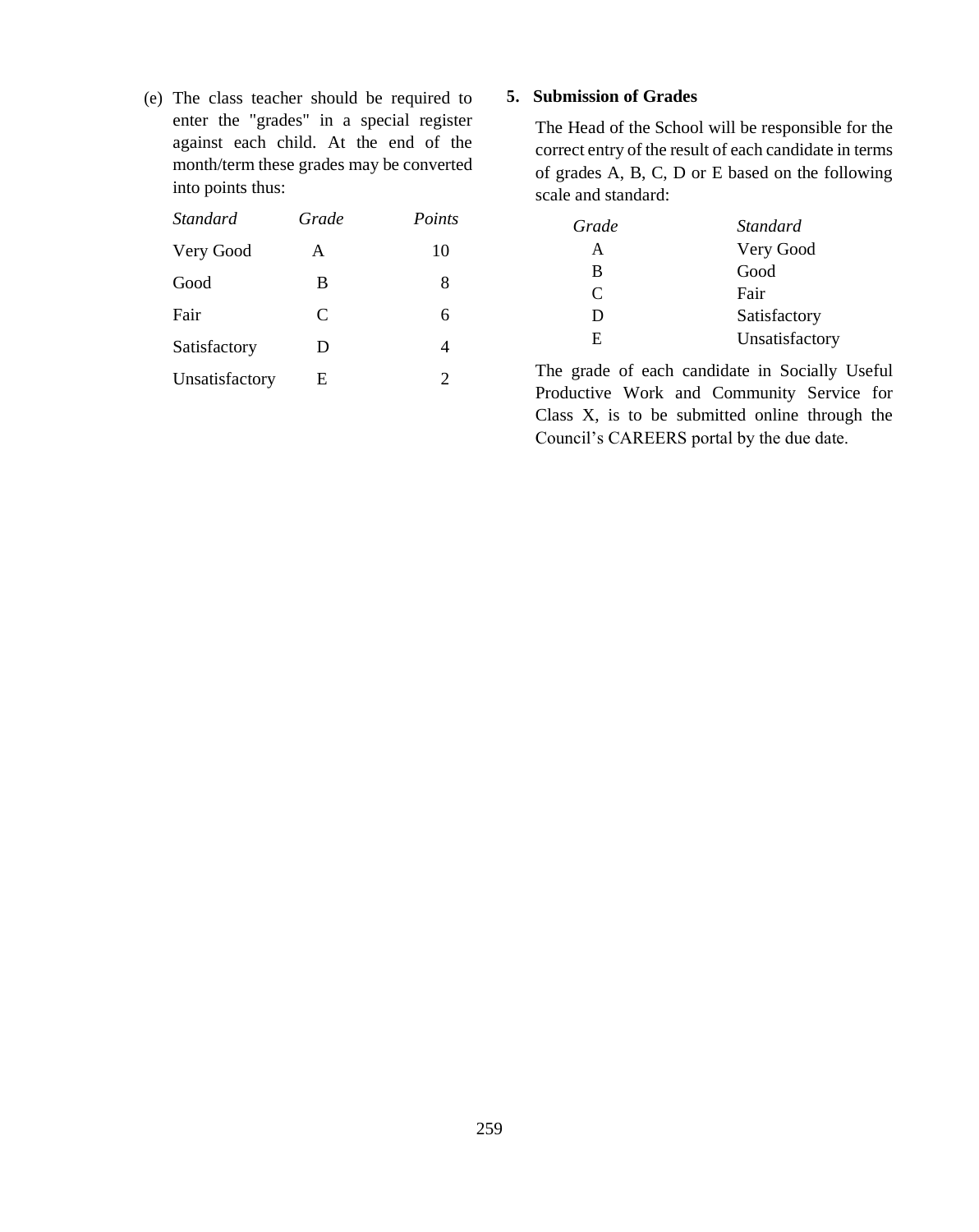(e) The class teacher should be required to enter the "grades" in a special register against each child. At the end of the month/term these grades may be converted into points thus:

| *Standard* | *Grade* | *Points* |
|---|---|---|
| Very Good | A | 10 |
| Good | B | 8 |
| Fair | C | 6 |
| Satisfactory | D | 4 |
| Unsatisfactory | E | 2 |

**5. Submission of Grades**

The Head of the School will be responsible for the correct entry of the result of each candidate in terms of grades A, B, C, D or E based on the following scale and standard:

| *Grade* | *Standard* |
|---|---|
| A | Very Good |
| B | Good |
| C | Fair |
| D | Satisfactory |
| E | Unsatisfactory |

The grade of each candidate in Socially Useful Productive Work and Community Service for Class X, is to be submitted online through the Council's CAREERS portal by the due date.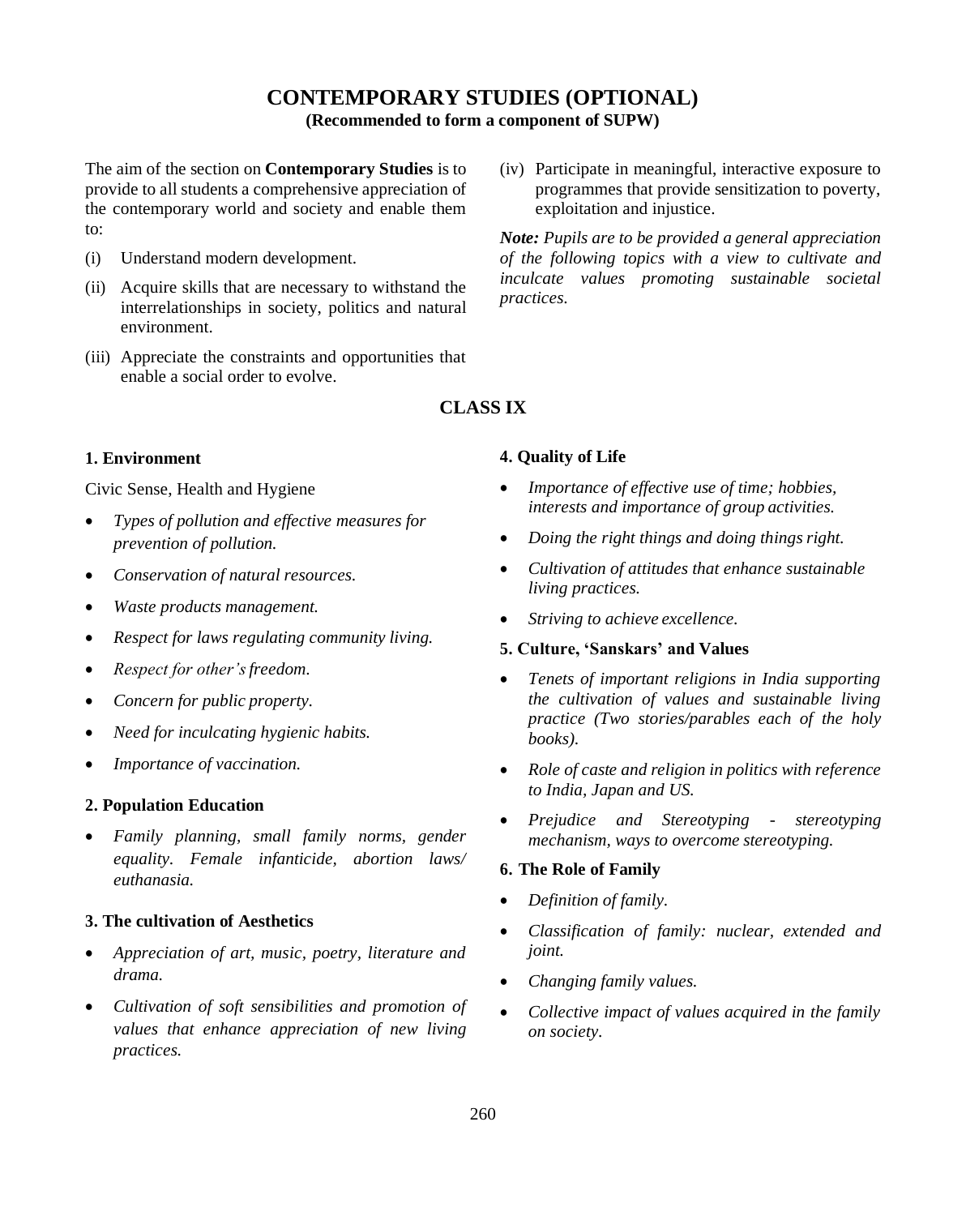# CONTEMPORARY STUDIES (OPTIONAL)

**(Recommended to form a component of SUPW)**

The aim of the section on **Contemporary Studies** is to provide to all students a comprehensive appreciation of the contemporary world and society and enable them to:

(i) Understand modern development.

(ii) Acquire skills that are necessary to withstand the interrelationships in society, politics and natural environment.

(iii) Appreciate the constraints and opportunities that enable a social order to evolve.

(iv) Participate in meaningful, interactive exposure to programmes that provide sensitization to poverty, exploitation and injustice.

***Note:*** *Pupils are to be provided a general appreciation of the following topics with a view to cultivate and inculcate values promoting sustainable societal practices.*

## CLASS IX

### 1. Environment

Civic Sense, Health and Hygiene

- *Types of pollution and effective measures for prevention of pollution.*
- *Conservation of natural resources.*
- *Waste products management.*
- *Respect for laws regulating community living.*
- *Respect for other's freedom.*
- *Concern for public property.*
- *Need for inculcating hygienic habits.*
- *Importance of vaccination.*

### 2. Population Education

- *Family planning, small family norms, gender equality. Female infanticide, abortion laws/ euthanasia.*

### 3. The cultivation of Aesthetics

- *Appreciation of art, music, poetry, literature and drama.*
- *Cultivation of soft sensibilities and promotion of values that enhance appreciation of new living practices.*

### 4. Quality of Life

- *Importance of effective use of time; hobbies, interests and importance of group activities.*
- *Doing the right things and doing things right.*
- *Cultivation of attitudes that enhance sustainable living practices.*
- *Striving to achieve excellence.*

### 5. Culture, 'Sanskars' and Values

- *Tenets of important religions in India supporting the cultivation of values and sustainable living practice (Two stories/parables each of the holy books).*
- *Role of caste and religion in politics with reference to India, Japan and US.*
- *Prejudice and Stereotyping - stereotyping mechanism, ways to overcome stereotyping.*

### 6. The Role of Family

- *Definition of family.*
- *Classification of family: nuclear, extended and joint.*
- *Changing family values.*
- *Collective impact of values acquired in the family on society.*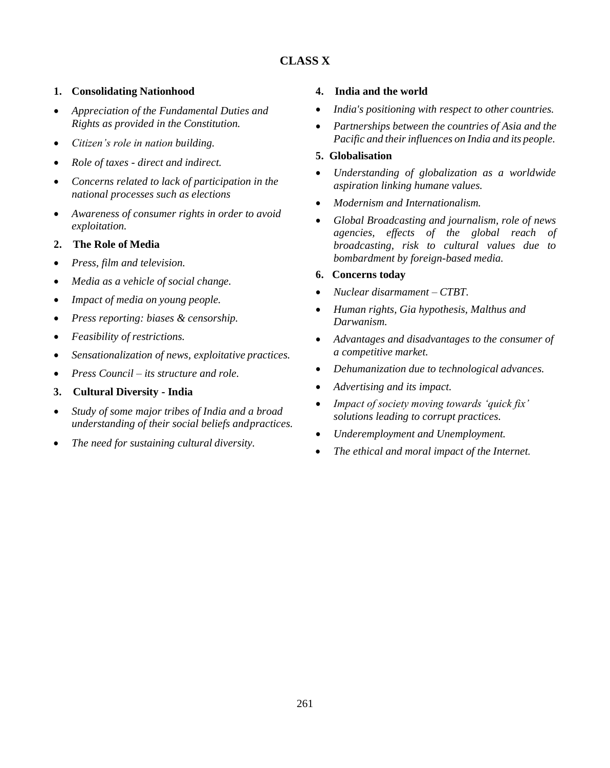## CLASS X

### 1. Consolidating Nationhood

- *Appreciation of the Fundamental Duties and Rights as provided in the Constitution.*
- *Citizen's role in nation building.*
- *Role of taxes - direct and indirect.*
- *Concerns related to lack of participation in the national processes such as elections*
- *Awareness of consumer rights in order to avoid exploitation.*

### 2. The Role of Media

- *Press, film and television.*
- *Media as a vehicle of social change.*
- *Impact of media on young people.*
- *Press reporting: biases & censorship.*
- *Feasibility of restrictions.*
- *Sensationalization of news, exploitative practices.*
- *Press Council – its structure and role.*

### 3. Cultural Diversity - India

- *Study of some major tribes of India and a broad understanding of their social beliefs and practices.*
- *The need for sustaining cultural diversity.*

### 4. India and the world

- *India's positioning with respect to other countries.*
- *Partnerships between the countries of Asia and the Pacific and their influences on India and its people.*

### 5. Globalisation

- *Understanding of globalization as a worldwide aspiration linking humane values.*
- *Modernism and Internationalism.*
- *Global Broadcasting and journalism, role of news agencies, effects of the global reach of broadcasting, risk to cultural values due to bombardment by foreign-based media.*

### 6. Concerns today

- *Nuclear disarmament – CTBT.*
- *Human rights, Gia hypothesis, Malthus and Darwanism.*
- *Advantages and disadvantages to the consumer of a competitive market.*
- *Dehumanization due to technological advances.*
- *Advertising and its impact.*
- *Impact of society moving towards 'quick fix' solutions leading to corrupt practices.*
- *Underemployment and Unemployment.*
- *The ethical and moral impact of the Internet.*